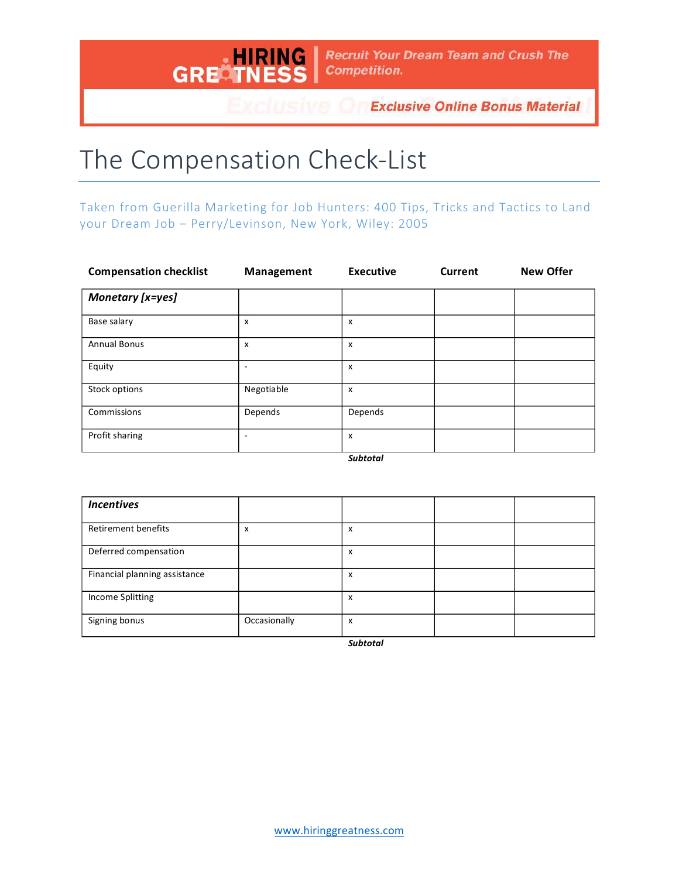HIRING GREATNESS | Recruit Your Dream Team and Crush The Competition.

*Exclusive Online Bonus Material*

# The Compensation Check-List

Taken from Guerilla Marketing for Job Hunters: 400 Tips, Tricks and Tactics to Land your Dream Job – Perry/Levinson, New York, Wiley: 2005

| Compensation checklist | Management | Executive | Current | New Offer |
|---|---|---|---|---|
| ***Monetary [x=yes]*** | | | | |
| Base salary | x | x | | |
| Annual Bonus | x | x | | |
| Equity | - | x | | |
| Stock options | Negotiable | x | | |
| Commissions | Depends | Depends | | |
| Profit sharing | - | x | | |
| | | ***Subtotal*** | | |

| ***Incentives*** | | | | |
|---|---|---|---|---|
| Retirement benefits | x | x | | |
| Deferred compensation | | x | | |
| Financial planning assistance | | x | | |
| Income Splitting | | x | | |
| Signing bonus | Occasionally | x | | |
| | | ***Subtotal*** | | |

www.hiringgreatness.com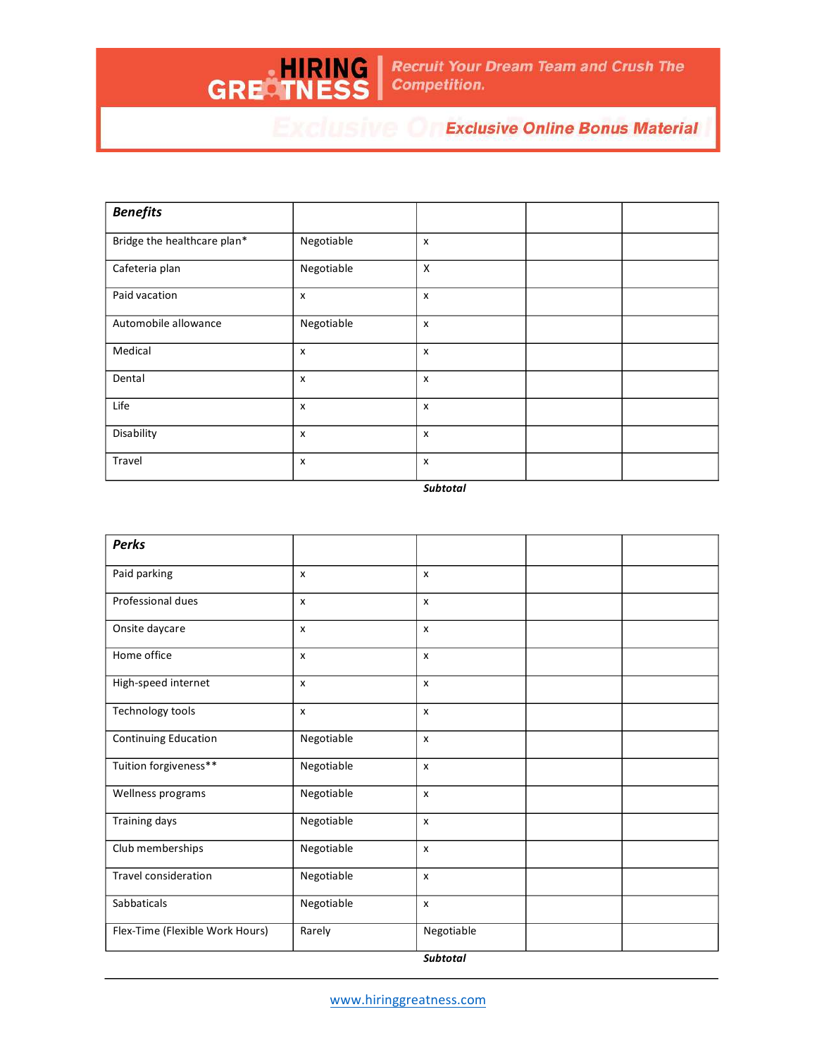| **Benefits** | | | | |
|---|---|---|---|---|
| Bridge the healthcare plan* | Negotiable | x | | |
| Cafeteria plan | Negotiable | X | | |
| Paid vacation | x | x | | |
| Automobile allowance | Negotiable | x | | |
| Medical | x | x | | |
| Dental | x | x | | |
| Life | x | x | | |
| Disability | x | x | | |
| Travel | x | x | | |
| | | ***Subtotal*** | | |

| **Perks** | | | | |
|---|---|---|---|---|
| Paid parking | x | x | | |
| Professional dues | x | x | | |
| Onsite daycare | x | x | | |
| Home office | x | x | | |
| High-speed internet | x | x | | |
| Technology tools | x | x | | |
| Continuing Education | Negotiable | x | | |
| Tuition forgiveness** | Negotiable | x | | |
| Wellness programs | Negotiable | x | | |
| Training days | Negotiable | x | | |
| Club memberships | Negotiable | x | | |
| Travel consideration | Negotiable | x | | |
| Sabbaticals | Negotiable | x | | |
| Flex-Time (Flexible Work Hours) | Rarely | Negotiable | | |
| | | ***Subtotal*** | | |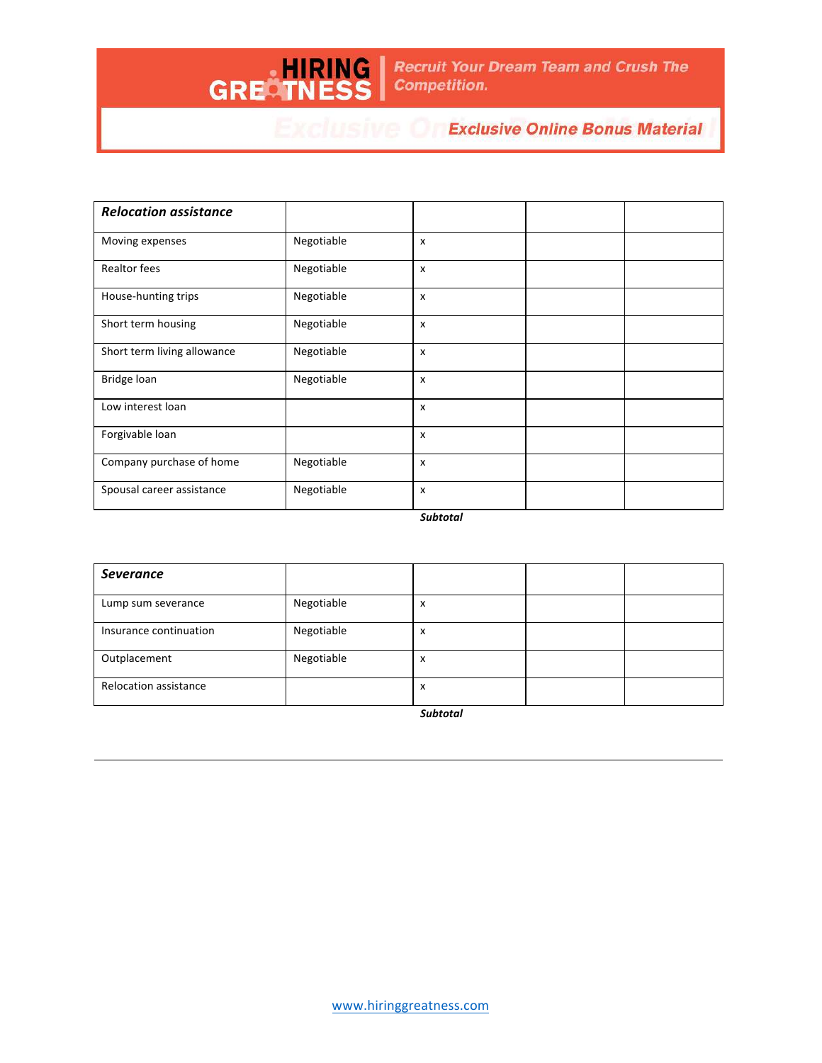| *Relocation assistance* | | | | |
|---|---|---|---|---|
| Moving expenses | Negotiable | x | | |
| Realtor fees | Negotiable | x | | |
| House-hunting trips | Negotiable | x | | |
| Short term housing | Negotiable | x | | |
| Short term living allowance | Negotiable | x | | |
| Bridge loan | Negotiable | x | | |
| Low interest loan | | x | | |
| Forgivable loan | | x | | |
| Company purchase of home | Negotiable | x | | |
| Spousal career assistance | Negotiable | x | | |
| | | ***Subtotal*** | | |

| *Severance* | | | | |
|---|---|---|---|---|
| Lump sum severance | Negotiable | x | | |
| Insurance continuation | Negotiable | x | | |
| Outplacement | Negotiable | x | | |
| Relocation assistance | | x | | |
| | | ***Subtotal*** | | |

---